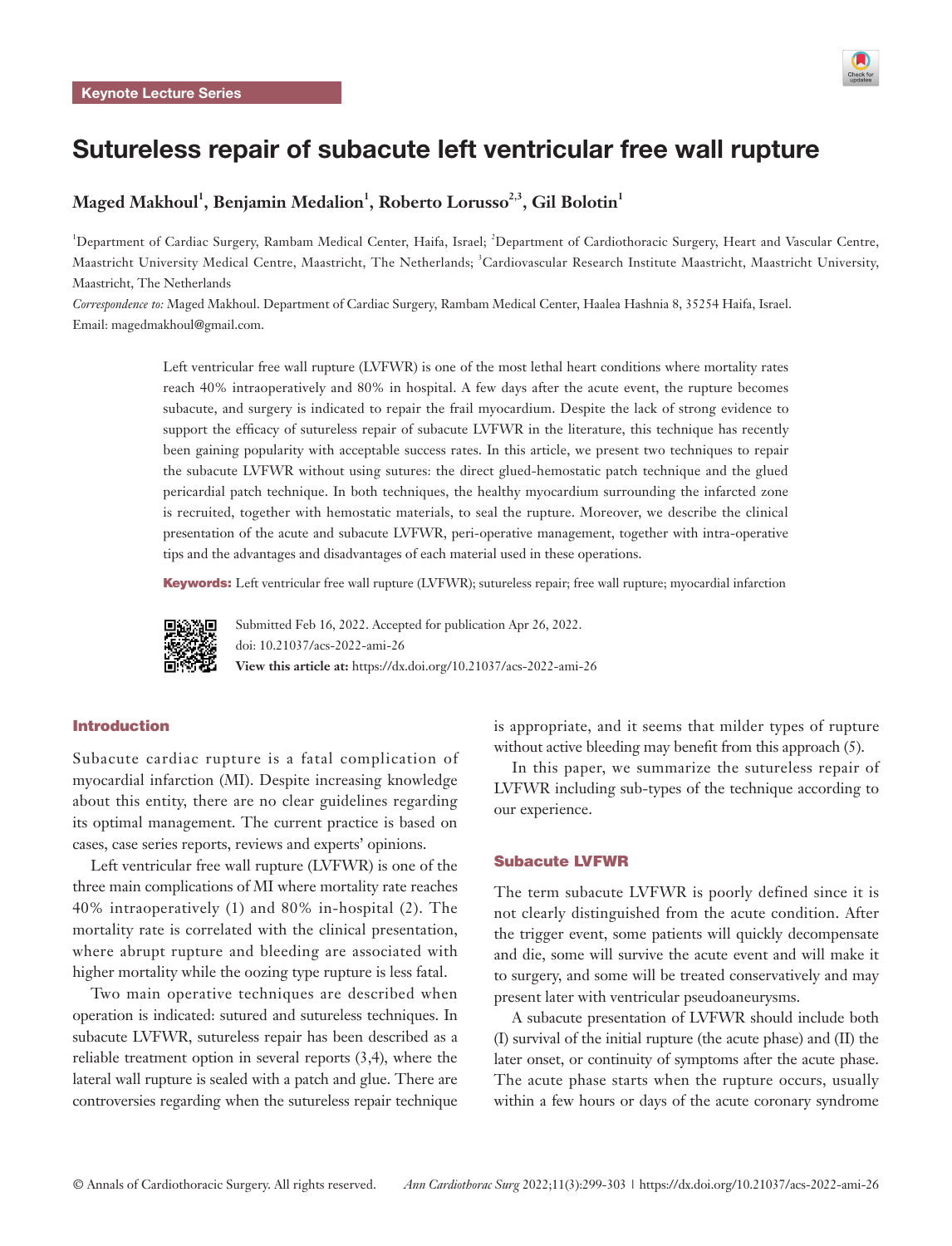Keynote Lecture Series

# Sutureless repair of subacute left ventricular free wall rupture

**Maged Makhoul[1], Benjamin Medalion[1], Roberto Lorusso[2,3], Gil Bolotin[1]**

[1]Department of Cardiac Surgery, Rambam Medical Center, Haifa, Israel; [2]Department of Cardiothoracic Surgery, Heart and Vascular Centre, Maastricht University Medical Centre, Maastricht, The Netherlands; [3]Cardiovascular Research Institute Maastricht, Maastricht University, Maastricht, The Netherlands

*Correspondence to:* Maged Makhoul. Department of Cardiac Surgery, Rambam Medical Center, Haalea Hashnia 8, 35254 Haifa, Israel. Email: magedmakhoul@gmail.com.

Left ventricular free wall rupture (LVFWR) is one of the most lethal heart conditions where mortality rates reach 40% intraoperatively and 80% in hospital. A few days after the acute event, the rupture becomes subacute, and surgery is indicated to repair the frail myocardium. Despite the lack of strong evidence to support the efficacy of sutureless repair of subacute LVFWR in the literature, this technique has recently been gaining popularity with acceptable success rates. In this article, we present two techniques to repair the subacute LVFWR without using sutures: the direct glued-hemostatic patch technique and the glued pericardial patch technique. In both techniques, the healthy myocardium surrounding the infarcted zone is recruited, together with hemostatic materials, to seal the rupture. Moreover, we describe the clinical presentation of the acute and subacute LVFWR, peri-operative management, together with intra-operative tips and the advantages and disadvantages of each material used in these operations.

**Keywords:** Left ventricular free wall rupture (LVFWR); sutureless repair; free wall rupture; myocardial infarction

Submitted Feb 16, 2022. Accepted for publication Apr 26, 2022.
doi: 10.21037/acs-2022-ami-26
**View this article at:** https://dx.doi.org/10.21037/acs-2022-ami-26

## Introduction

Subacute cardiac rupture is a fatal complication of myocardial infarction (MI). Despite increasing knowledge about this entity, there are no clear guidelines regarding its optimal management. The current practice is based on cases, case series reports, reviews and experts' opinions.

Left ventricular free wall rupture (LVFWR) is one of the three main complications of MI where mortality rate reaches 40% intraoperatively (1) and 80% in-hospital (2). The mortality rate is correlated with the clinical presentation, where abrupt rupture and bleeding are associated with higher mortality while the oozing type rupture is less fatal.

Two main operative techniques are described when operation is indicated: sutured and sutureless techniques. In subacute LVFWR, sutureless repair has been described as a reliable treatment option in several reports (3,4), where the lateral wall rupture is sealed with a patch and glue. There are controversies regarding when the sutureless repair technique is appropriate, and it seems that milder types of rupture without active bleeding may benefit from this approach (5).

In this paper, we summarize the sutureless repair of LVFWR including sub-types of the technique according to our experience.

## Subacute LVFWR

The term subacute LVFWR is poorly defined since it is not clearly distinguished from the acute condition. After the trigger event, some patients will quickly decompensate and die, some will survive the acute event and will make it to surgery, and some will be treated conservatively and may present later with ventricular pseudoaneurysms.

A subacute presentation of LVFWR should include both (I) survival of the initial rupture (the acute phase) and (II) the later onset, or continuity of symptoms after the acute phase. The acute phase starts when the rupture occurs, usually within a few hours or days of the acute coronary syndrome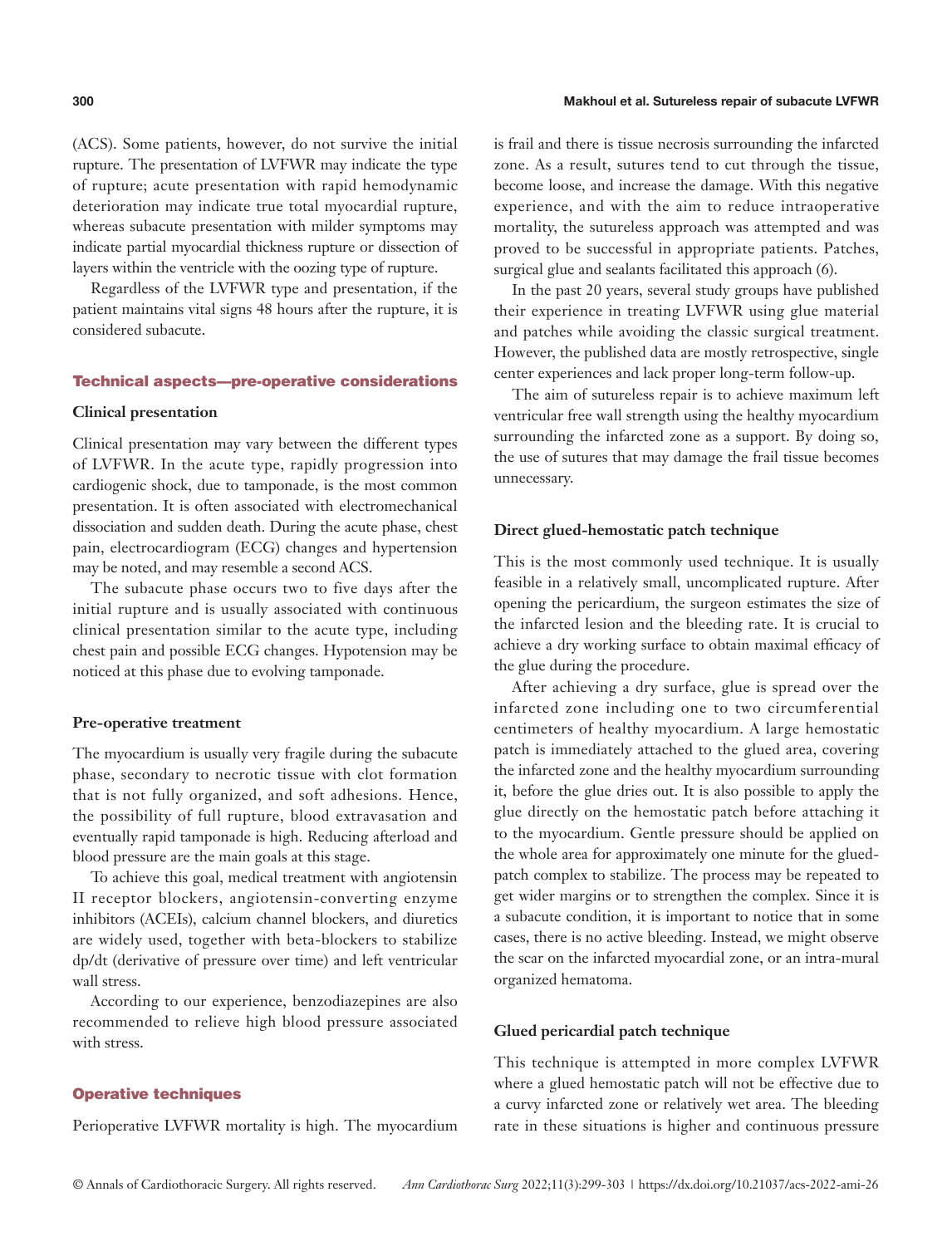(ACS). Some patients, however, do not survive the initial rupture. The presentation of LVFWR may indicate the type of rupture; acute presentation with rapid hemodynamic deterioration may indicate true total myocardial rupture, whereas subacute presentation with milder symptoms may indicate partial myocardial thickness rupture or dissection of layers within the ventricle with the oozing type of rupture.

Regardless of the LVFWR type and presentation, if the patient maintains vital signs 48 hours after the rupture, it is considered subacute.

## Technical aspects—pre-operative considerations

### Clinical presentation

Clinical presentation may vary between the different types of LVFWR. In the acute type, rapidly progression into cardiogenic shock, due to tamponade, is the most common presentation. It is often associated with electromechanical dissociation and sudden death. During the acute phase, chest pain, electrocardiogram (ECG) changes and hypertension may be noted, and may resemble a second ACS.

The subacute phase occurs two to five days after the initial rupture and is usually associated with continuous clinical presentation similar to the acute type, including chest pain and possible ECG changes. Hypotension may be noticed at this phase due to evolving tamponade.

### Pre-operative treatment

The myocardium is usually very fragile during the subacute phase, secondary to necrotic tissue with clot formation that is not fully organized, and soft adhesions. Hence, the possibility of full rupture, blood extravasation and eventually rapid tamponade is high. Reducing afterload and blood pressure are the main goals at this stage.

To achieve this goal, medical treatment with angiotensin II receptor blockers, angiotensin-converting enzyme inhibitors (ACEIs), calcium channel blockers, and diuretics are widely used, together with beta-blockers to stabilize dp/dt (derivative of pressure over time) and left ventricular wall stress.

According to our experience, benzodiazepines are also recommended to relieve high blood pressure associated with stress.

## Operative techniques

Perioperative LVFWR mortality is high. The myocardium is frail and there is tissue necrosis surrounding the infarcted zone. As a result, sutures tend to cut through the tissue, become loose, and increase the damage. With this negative experience, and with the aim to reduce intraoperative mortality, the sutureless approach was attempted and was proved to be successful in appropriate patients. Patches, surgical glue and sealants facilitated this approach (6).

In the past 20 years, several study groups have published their experience in treating LVFWR using glue material and patches while avoiding the classic surgical treatment. However, the published data are mostly retrospective, single center experiences and lack proper long-term follow-up.

The aim of sutureless repair is to achieve maximum left ventricular free wall strength using the healthy myocardium surrounding the infarcted zone as a support. By doing so, the use of sutures that may damage the frail tissue becomes unnecessary.

### Direct glued-hemostatic patch technique

This is the most commonly used technique. It is usually feasible in a relatively small, uncomplicated rupture. After opening the pericardium, the surgeon estimates the size of the infarcted lesion and the bleeding rate. It is crucial to achieve a dry working surface to obtain maximal efficacy of the glue during the procedure.

After achieving a dry surface, glue is spread over the infarcted zone including one to two circumferential centimeters of healthy myocardium. A large hemostatic patch is immediately attached to the glued area, covering the infarcted zone and the healthy myocardium surrounding it, before the glue dries out. It is also possible to apply the glue directly on the hemostatic patch before attaching it to the myocardium. Gentle pressure should be applied on the whole area for approximately one minute for the glued-patch complex to stabilize. The process may be repeated to get wider margins or to strengthen the complex. Since it is a subacute condition, it is important to notice that in some cases, there is no active bleeding. Instead, we might observe the scar on the infarcted myocardial zone, or an intra-mural organized hematoma.

### Glued pericardial patch technique

This technique is attempted in more complex LVFWR where a glued hemostatic patch will not be effective due to a curvy infarcted zone or relatively wet area. The bleeding rate in these situations is higher and continuous pressure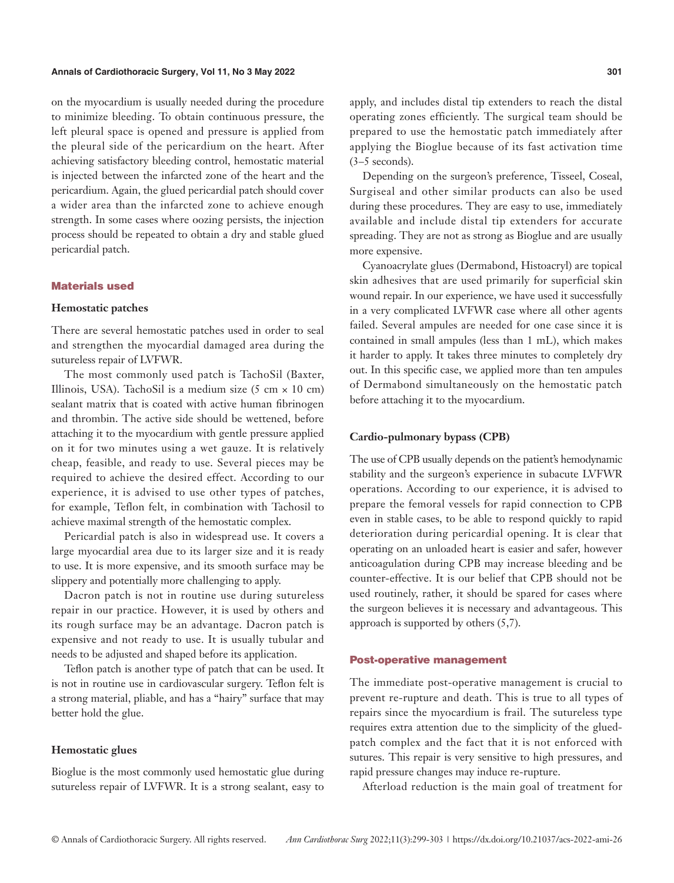on the myocardium is usually needed during the procedure to minimize bleeding. To obtain continuous pressure, the left pleural space is opened and pressure is applied from the pleural side of the pericardium on the heart. After achieving satisfactory bleeding control, hemostatic material is injected between the infarcted zone of the heart and the pericardium. Again, the glued pericardial patch should cover a wider area than the infarcted zone to achieve enough strength. In some cases where oozing persists, the injection process should be repeated to obtain a dry and stable glued pericardial patch.

## Materials used

### Hemostatic patches

There are several hemostatic patches used in order to seal and strengthen the myocardial damaged area during the sutureless repair of LVFWR.

The most commonly used patch is TachoSil (Baxter, Illinois, USA). TachoSil is a medium size (5 cm × 10 cm) sealant matrix that is coated with active human fibrinogen and thrombin. The active side should be wettened, before attaching it to the myocardium with gentle pressure applied on it for two minutes using a wet gauze. It is relatively cheap, feasible, and ready to use. Several pieces may be required to achieve the desired effect. According to our experience, it is advised to use other types of patches, for example, Teflon felt, in combination with Tachosil to achieve maximal strength of the hemostatic complex.

Pericardial patch is also in widespread use. It covers a large myocardial area due to its larger size and it is ready to use. It is more expensive, and its smooth surface may be slippery and potentially more challenging to apply.

Dacron patch is not in routine use during sutureless repair in our practice. However, it is used by others and its rough surface may be an advantage. Dacron patch is expensive and not ready to use. It is usually tubular and needs to be adjusted and shaped before its application.

Teflon patch is another type of patch that can be used. It is not in routine use in cardiovascular surgery. Teflon felt is a strong material, pliable, and has a "hairy" surface that may better hold the glue.

### Hemostatic glues

Bioglue is the most commonly used hemostatic glue during sutureless repair of LVFWR. It is a strong sealant, easy to apply, and includes distal tip extenders to reach the distal operating zones efficiently. The surgical team should be prepared to use the hemostatic patch immediately after applying the Bioglue because of its fast activation time (3–5 seconds).

Depending on the surgeon's preference, Tisseel, Coseal, Surgiseal and other similar products can also be used during these procedures. They are easy to use, immediately available and include distal tip extenders for accurate spreading. They are not as strong as Bioglue and are usually more expensive.

Cyanoacrylate glues (Dermabond, Histoacryl) are topical skin adhesives that are used primarily for superficial skin wound repair. In our experience, we have used it successfully in a very complicated LVFWR case where all other agents failed. Several ampules are needed for one case since it is contained in small ampules (less than 1 mL), which makes it harder to apply. It takes three minutes to completely dry out. In this specific case, we applied more than ten ampules of Dermabond simultaneously on the hemostatic patch before attaching it to the myocardium.

### Cardio-pulmonary bypass (CPB)

The use of CPB usually depends on the patient's hemodynamic stability and the surgeon's experience in subacute LVFWR operations. According to our experience, it is advised to prepare the femoral vessels for rapid connection to CPB even in stable cases, to be able to respond quickly to rapid deterioration during pericardial opening. It is clear that operating on an unloaded heart is easier and safer, however anticoagulation during CPB may increase bleeding and be counter-effective. It is our belief that CPB should not be used routinely, rather, it should be spared for cases where the surgeon believes it is necessary and advantageous. This approach is supported by others (5,7).

## Post-operative management

The immediate post-operative management is crucial to prevent re-rupture and death. This is true to all types of repairs since the myocardium is frail. The sutureless type requires extra attention due to the simplicity of the glued-patch complex and the fact that it is not enforced with sutures. This repair is very sensitive to high pressures, and rapid pressure changes may induce re-rupture.

Afterload reduction is the main goal of treatment for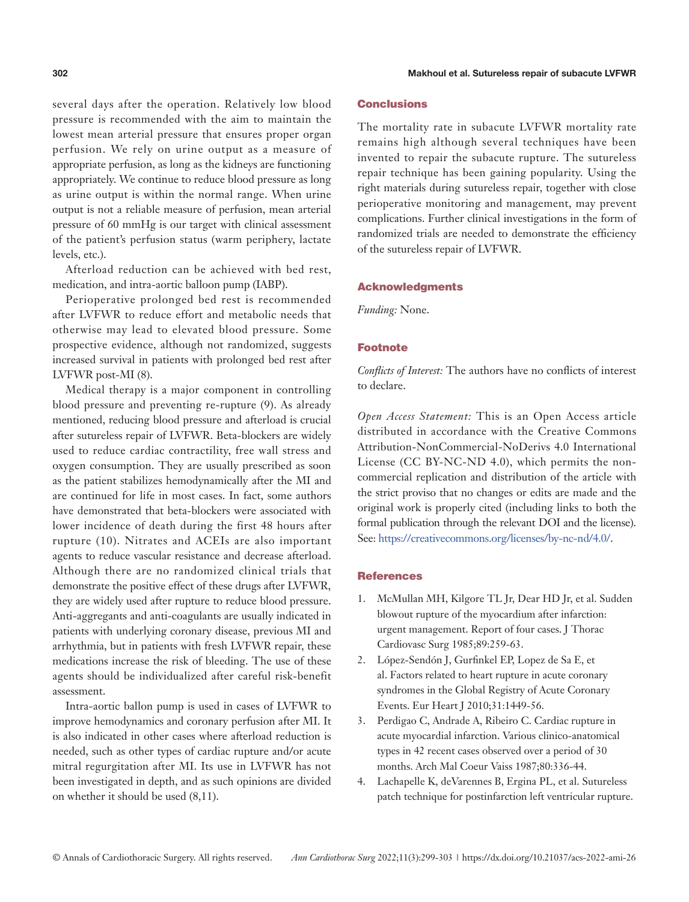several days after the operation. Relatively low blood pressure is recommended with the aim to maintain the lowest mean arterial pressure that ensures proper organ perfusion. We rely on urine output as a measure of appropriate perfusion, as long as the kidneys are functioning appropriately. We continue to reduce blood pressure as long as urine output is within the normal range. When urine output is not a reliable measure of perfusion, mean arterial pressure of 60 mmHg is our target with clinical assessment of the patient's perfusion status (warm periphery, lactate levels, etc.).

Afterload reduction can be achieved with bed rest, medication, and intra-aortic balloon pump (IABP).

Perioperative prolonged bed rest is recommended after LVFWR to reduce effort and metabolic needs that otherwise may lead to elevated blood pressure. Some prospective evidence, although not randomized, suggests increased survival in patients with prolonged bed rest after LVFWR post-MI (8).

Medical therapy is a major component in controlling blood pressure and preventing re-rupture (9). As already mentioned, reducing blood pressure and afterload is crucial after sutureless repair of LVFWR. Beta-blockers are widely used to reduce cardiac contractility, free wall stress and oxygen consumption. They are usually prescribed as soon as the patient stabilizes hemodynamically after the MI and are continued for life in most cases. In fact, some authors have demonstrated that beta-blockers were associated with lower incidence of death during the first 48 hours after rupture (10). Nitrates and ACEIs are also important agents to reduce vascular resistance and decrease afterload. Although there are no randomized clinical trials that demonstrate the positive effect of these drugs after LVFWR, they are widely used after rupture to reduce blood pressure. Anti-aggregants and anti-coagulants are usually indicated in patients with underlying coronary disease, previous MI and arrhythmia, but in patients with fresh LVFWR repair, these medications increase the risk of bleeding. The use of these agents should be individualized after careful risk-benefit assessment.

Intra-aortic ballon pump is used in cases of LVFWR to improve hemodynamics and coronary perfusion after MI. It is also indicated in other cases where afterload reduction is needed, such as other types of cardiac rupture and/or acute mitral regurgitation after MI. Its use in LVFWR has not been investigated in depth, and as such opinions are divided on whether it should be used (8,11).

## Conclusions

The mortality rate in subacute LVFWR mortality rate remains high although several techniques have been invented to repair the subacute rupture. The sutureless repair technique has been gaining popularity. Using the right materials during sutureless repair, together with close perioperative monitoring and management, may prevent complications. Further clinical investigations in the form of randomized trials are needed to demonstrate the efficiency of the sutureless repair of LVFWR.

## Acknowledgments

*Funding:* None.

## Footnote

*Conflicts of Interest:* The authors have no conflicts of interest to declare.

*Open Access Statement:* This is an Open Access article distributed in accordance with the Creative Commons Attribution-NonCommercial-NoDerivs 4.0 International License (CC BY-NC-ND 4.0), which permits the non-commercial replication and distribution of the article with the strict proviso that no changes or edits are made and the original work is properly cited (including links to both the formal publication through the relevant DOI and the license). See: https://creativecommons.org/licenses/by-nc-nd/4.0/.

## References

1. McMullan MH, Kilgore TL Jr, Dear HD Jr, et al. Sudden blowout rupture of the myocardium after infarction: urgent management. Report of four cases. J Thorac Cardiovasc Surg 1985;89:259-63.
2. López-Sendón J, Gurfinkel EP, Lopez de Sa E, et al. Factors related to heart rupture in acute coronary syndromes in the Global Registry of Acute Coronary Events. Eur Heart J 2010;31:1449-56.
3. Perdigao C, Andrade A, Ribeiro C. Cardiac rupture in acute myocardial infarction. Various clinico-anatomical types in 42 recent cases observed over a period of 30 months. Arch Mal Coeur Vaiss 1987;80:336-44.
4. Lachapelle K, deVarennes B, Ergina PL, et al. Sutureless patch technique for postinfarction left ventricular rupture.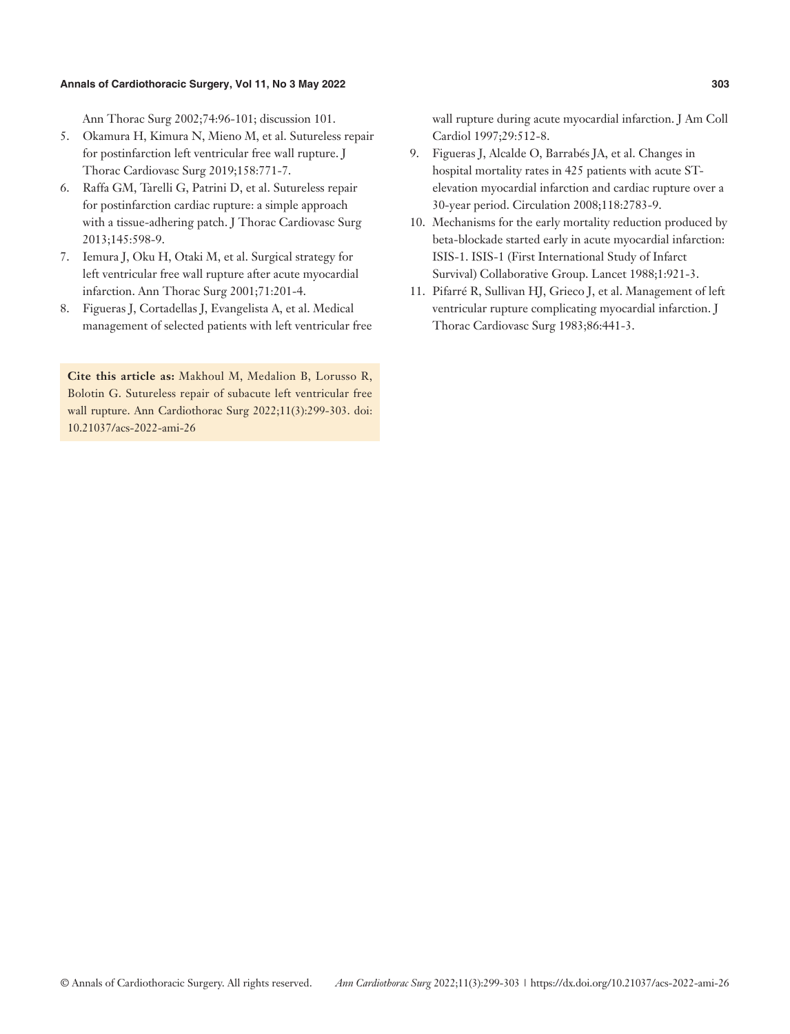Ann Thorac Surg 2002;74:96-101; discussion 101.

5. Okamura H, Kimura N, Mieno M, et al. Sutureless repair for postinfarction left ventricular free wall rupture. J Thorac Cardiovasc Surg 2019;158:771-7.
6. Raffa GM, Tarelli G, Patrini D, et al. Sutureless repair for postinfarction cardiac rupture: a simple approach with a tissue-adhering patch. J Thorac Cardiovasc Surg 2013;145:598-9.
7. Iemura J, Oku H, Otaki M, et al. Surgical strategy for left ventricular free wall rupture after acute myocardial infarction. Ann Thorac Surg 2001;71:201-4.
8. Figueras J, Cortadellas J, Evangelista A, et al. Medical management of selected patients with left ventricular free wall rupture during acute myocardial infarction. J Am Coll Cardiol 1997;29:512-8.
9. Figueras J, Alcalde O, Barrabés JA, et al. Changes in hospital mortality rates in 425 patients with acute ST-elevation myocardial infarction and cardiac rupture over a 30-year period. Circulation 2008;118:2783-9.
10. Mechanisms for the early mortality reduction produced by beta-blockade started early in acute myocardial infarction: ISIS-1. ISIS-1 (First International Study of Infarct Survival) Collaborative Group. Lancet 1988;1:921-3.
11. Pifarré R, Sullivan HJ, Grieco J, et al. Management of left ventricular rupture complicating myocardial infarction. J Thorac Cardiovasc Surg 1983;86:441-3.

**Cite this article as:** Makhoul M, Medalion B, Lorusso R, Bolotin G. Sutureless repair of subacute left ventricular free wall rupture. Ann Cardiothorac Surg 2022;11(3):299-303. doi: 10.21037/acs-2022-ami-26